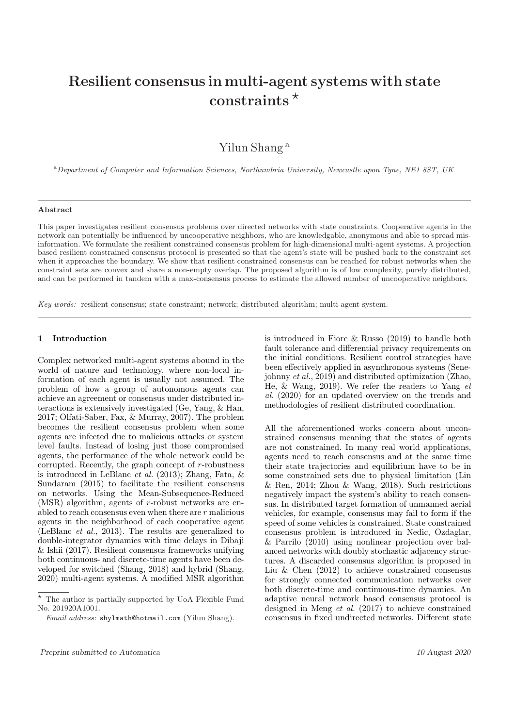# Resilient consensus in multi-agent systems with state constraints [⋆]

Yilun Shang [a]

[a] *Department of Computer and Information Sciences, Northumbria University, Newcastle upon Tyne, NE1 8ST, UK*

---

**Abstract**

This paper investigates resilient consensus problems over directed networks with state constraints. Cooperative agents in the network can potentially be influenced by uncooperative neighbors, who are knowledgable, anonymous and able to spread misinformation. We formulate the resilient constrained consensus problem for high-dimensional multi-agent systems. A projection based resilient constrained consensus protocol is presented so that the agent's state will be pushed back to the constraint set when it approaches the boundary. We show that resilient constrained consensus can be reached for robust networks when the constraint sets are convex and share a non-empty overlap. The proposed algorithm is of low complexity, purely distributed, and can be performed in tandem with a max-consensus process to estimate the allowed number of uncooperative neighbors.

*Key words:* resilient consensus; state constraint; network; distributed algorithm; multi-agent system.

---

## 1 Introduction

Complex networked multi-agent systems abound in the world of nature and technology, where non-local information of each agent is usually not assumed. The problem of how a group of autonomous agents can achieve an agreement or consensus under distributed interactions is extensively investigated (Ge, Yang, & Han, 2017; Olfati-Saber, Fax, & Murray, 2007). The problem becomes the resilient consensus problem when some agents are infected due to malicious attacks or system level faults. Instead of losing just those compromised agents, the performance of the whole network could be corrupted. Recently, the graph concept of $r$-robustness is introduced in LeBlanc *et al.* (2013); Zhang, Fata, & Sundaram (2015) to facilitate the resilient consensus on networks. Using the Mean-Subsequence-Reduced (MSR) algorithm, agents of $r$-robust networks are enabled to reach consensus even when there are $r$ malicious agents in the neighborhood of each cooperative agent (LeBlanc *et al.*, 2013). The results are generalized to double-integrator dynamics with time delays in Dibaji & Ishii (2017). Resilient consensus frameworks unifying both continuous- and discrete-time agents have been developed for switched (Shang, 2018) and hybrid (Shang, 2020) multi-agent systems. A modified MSR algorithm is introduced in Fiore & Russo (2019) to handle both fault tolerance and differential privacy requirements on the initial conditions. Resilient control strategies have been effectively applied in asynchronous systems (Senejohnny *et al.*, 2019) and distributed optimization (Zhao, He, & Wang, 2019). We refer the readers to Yang *et al.* (2020) for an updated overview on the trends and methodologies of resilient distributed coordination.

All the aforementioned works concern about unconstrained consensus meaning that the states of agents are not constrained. In many real world applications, agents need to reach consensus and at the same time their state trajectories and equilibrium have to be in some constrained sets due to physical limitation (Lin & Ren, 2014; Zhou & Wang, 2018). Such restrictions negatively impact the system's ability to reach consensus. In distributed target formation of unmanned aerial vehicles, for example, consensus may fail to form if the speed of some vehicles is constrained. State constrained consensus problem is introduced in Nedic, Ozdaglar, & Parrilo (2010) using nonlinear projection over balanced networks with doubly stochastic adjacency structures. A discarded consensus algorithm is proposed in Liu & Chen (2012) to achieve constrained consensus for strongly connected communication networks over both discrete-time and continuous-time dynamics. An adaptive neural network based consensus protocol is designed in Meng *et al.* (2017) to achieve constrained consensus in fixed undirected networks. Different state

---

[⋆] The author is partially supported by UoA Flexible Fund No. 201920A1001.

*Email address:* shylmath@hotmail.com (Yilun Shang).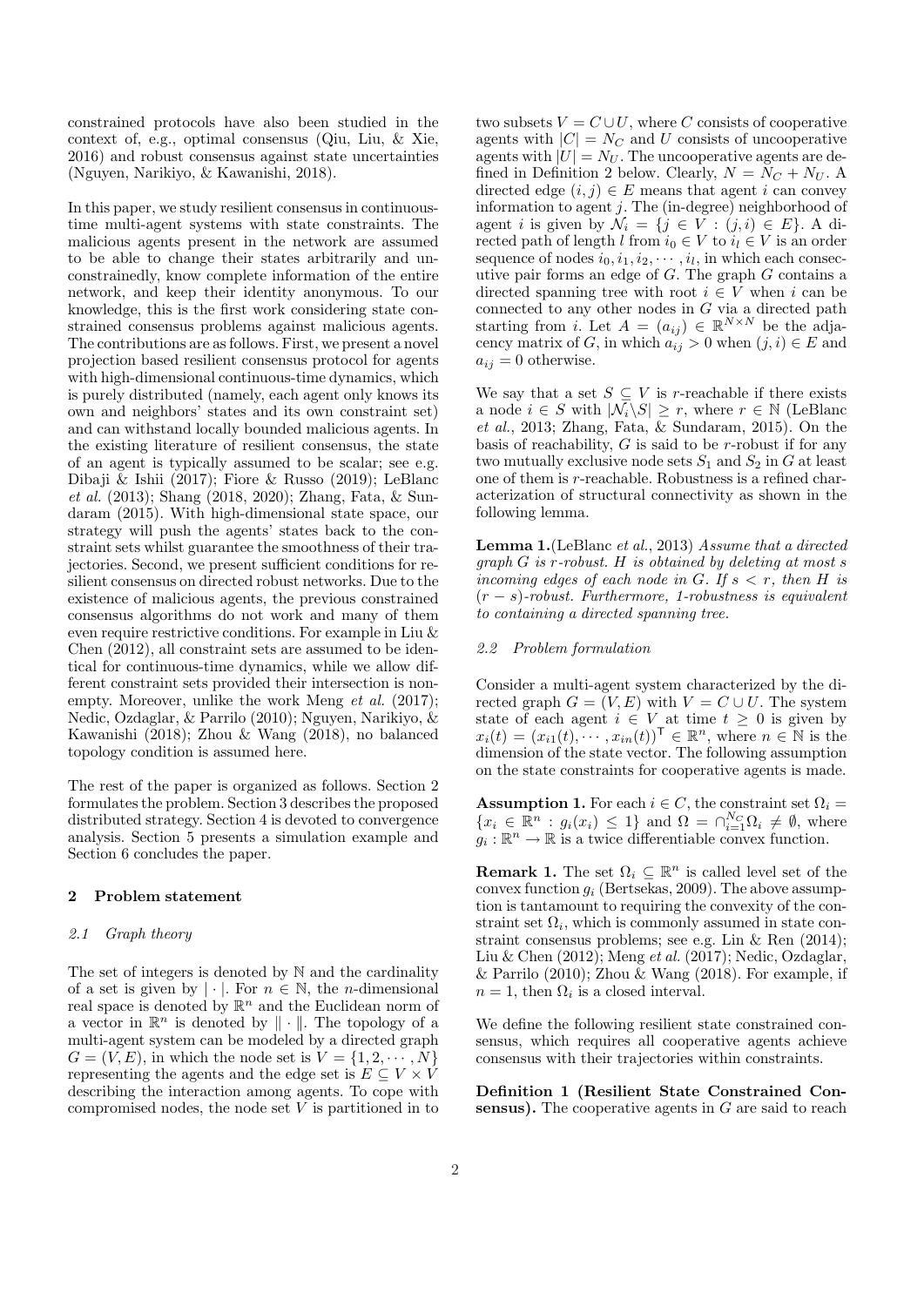constrained protocols have also been studied in the context of, e.g., optimal consensus (Qiu, Liu, & Xie, 2016) and robust consensus against state uncertainties (Nguyen, Narikiyo, & Kawanishi, 2018).

In this paper, we study resilient consensus in continuous-time multi-agent systems with state constraints. The malicious agents present in the network are assumed to be able to change their states arbitrarily and unconstrainedly, know complete information of the entire network, and keep their identity anonymous. To our knowledge, this is the first work considering state constrained consensus problems against malicious agents. The contributions are as follows. First, we present a novel projection based resilient consensus protocol for agents with high-dimensional continuous-time dynamics, which is purely distributed (namely, each agent only knows its own and neighbors' states and its own constraint set) and can withstand locally bounded malicious agents. In the existing literature of resilient consensus, the state of an agent is typically assumed to be scalar; see e.g. Dibaji & Ishii (2017); Fiore & Russo (2019); LeBlanc *et al.* (2013); Shang (2018, 2020); Zhang, Fata, & Sundaram (2015). With high-dimensional state space, our strategy will push the agents' states back to the constraint sets whilst guarantee the smoothness of their trajectories. Second, we present sufficient conditions for resilient consensus on directed robust networks. Due to the existence of malicious agents, the previous constrained consensus algorithms do not work and many of them even require restrictive conditions. For example in Liu & Chen (2012), all constraint sets are assumed to be identical for continuous-time dynamics, while we allow different constraint sets provided their intersection is nonempty. Moreover, unlike the work Meng *et al.* (2017); Nedic, Ozdaglar, & Parrilo (2010); Nguyen, Narikiyo, & Kawanishi (2018); Zhou & Wang (2018), no balanced topology condition is assumed here.

The rest of the paper is organized as follows. Section 2 formulates the problem. Section 3 describes the proposed distributed strategy. Section 4 is devoted to convergence analysis. Section 5 presents a simulation example and Section 6 concludes the paper.

## 2 Problem statement

### *2.1 Graph theory*

The set of integers is denoted by $\mathbb{N}$ and the cardinality of a set is given by $|\cdot|$. For $n \in \mathbb{N}$, the $n$-dimensional real space is denoted by $\mathbb{R}^n$ and the Euclidean norm of a vector in $\mathbb{R}^n$ is denoted by $\|\cdot\|$. The topology of a multi-agent system can be modeled by a directed graph $G = (V, E)$, in which the node set is $V = \{1, 2, \cdots, N\}$ representing the agents and the edge set is $E \subseteq V \times V$ describing the interaction among agents. To cope with compromised nodes, the node set $V$ is partitioned in to two subsets $V = C \cup U$, where $C$ consists of cooperative agents with $|C| = N_C$ and $U$ consists of uncooperative agents with $|U| = N_U$. The uncooperative agents are defined in Definition 2 below. Clearly, $N = N_C + N_U$. A directed edge $(i, j) \in E$ means that agent $i$ can convey information to agent $j$. The (in-degree) neighborhood of agent $i$ is given by $\mathcal{N}_i = \{j \in V : (j, i) \in E\}$. A directed path of length $l$ from $i_0 \in V$ to $i_l \in V$ is an order sequence of nodes $i_0, i_1, i_2, \cdots, i_l$, in which each consecutive pair forms an edge of $G$. The graph $G$ contains a directed spanning tree with root $i \in V$ when $i$ can be connected to any other nodes in $G$ via a directed path starting from $i$. Let $A = (a_{ij}) \in \mathbb{R}^{N \times N}$ be the adjacency matrix of $G$, in which $a_{ij} > 0$ when $(j, i) \in E$ and $a_{ij} = 0$ otherwise.

We say that a set $S \subseteq V$ is $r$-reachable if there exists a node $i \in S$ with $|\mathcal{N}_i \backslash S| \geq r$, where $r \in \mathbb{N}$ (LeBlanc *et al.*, 2013; Zhang, Fata, & Sundaram, 2015). On the basis of reachability, $G$ is said to be $r$-robust if for any two mutually exclusive node sets $S_1$ and $S_2$ in $G$ at least one of them is $r$-reachable. Robustness is a refined characterization of structural connectivity as shown in the following lemma.

**Lemma 1.**(LeBlanc *et al.*, 2013) *Assume that a directed graph $G$ is $r$-robust. $H$ is obtained by deleting at most $s$ incoming edges of each node in $G$. If $s < r$, then $H$ is $(r - s)$-robust. Furthermore, 1-robustness is equivalent to containing a directed spanning tree.*

### *2.2 Problem formulation*

Consider a multi-agent system characterized by the directed graph $G = (V, E)$ with $V = C \cup U$. The system state of each agent $i \in V$ at time $t \geq 0$ is given by $x_i(t) = (x_{i1}(t), \cdots, x_{in}(t))^\top \in \mathbb{R}^n$, where $n \in \mathbb{N}$ is the dimension of the state vector. The following assumption on the state constraints for cooperative agents is made.

**Assumption 1.** For each $i \in C$, the constraint set $\Omega_i = \{x_i \in \mathbb{R}^n : g_i(x_i) \leq 1\}$ and $\Omega = \cap_{i=1}^{N_C} \Omega_i \neq \emptyset$, where $g_i : \mathbb{R}^n \to \mathbb{R}$ is a twice differentiable convex function.

**Remark 1.** The set $\Omega_i \subseteq \mathbb{R}^n$ is called level set of the convex function $g_i$ (Bertsekas, 2009). The above assumption is tantamount to requiring the convexity of the constraint set $\Omega_i$, which is commonly assumed in state constraint consensus problems; see e.g. Lin & Ren (2014); Liu & Chen (2012); Meng *et al.* (2017); Nedic, Ozdaglar, & Parrilo (2010); Zhou & Wang (2018). For example, if $n = 1$, then $\Omega_i$ is a closed interval.

We define the following resilient state constrained consensus, which requires all cooperative agents achieve consensus with their trajectories within constraints.

**Definition 1 (Resilient State Constrained Consensus).** The cooperative agents in $G$ are said to reach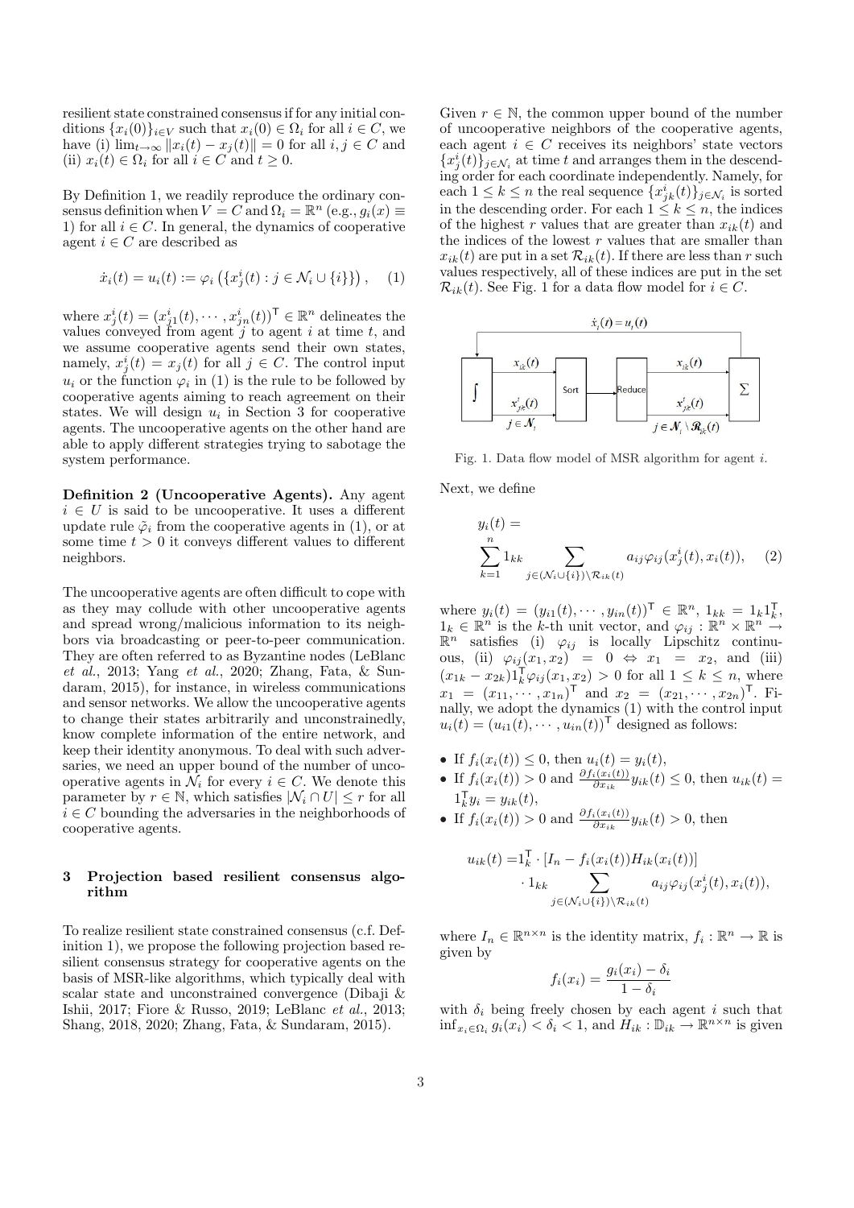resilient state constrained consensus if for any initial conditions $\{x_i(0)\}_{i\in V}$ such that $x_i(0) \in \Omega_i$ for all $i \in C$, we have (i) $\lim_{t\to\infty} \|x_i(t) - x_j(t)\| = 0$ for all $i, j \in C$ and (ii) $x_i(t) \in \Omega_i$ for all $i \in C$ and $t \geq 0$.

By Definition 1, we readily reproduce the ordinary consensus definition when $V = C$ and $\Omega_i = \mathbb{R}^n$ (e.g., $g_i(x) \equiv 1$) for all $i \in C$. In general, the dynamics of cooperative agent $i \in C$ are described as

$$\dot{x}_i(t) = u_i(t) := \varphi_i\left(\{x_j^i(t) : j \in \mathcal{N}_i \cup \{i\}\}\right), \quad (1)$$

where $x_j^i(t) = (x_{j1}^i(t), \cdots, x_{jn}^i(t))^\mathsf{T} \in \mathbb{R}^n$ delineates the values conveyed from agent $j$ to agent $i$ at time $t$, and we assume cooperative agents send their own states, namely, $x_j^i(t) = x_j(t)$ for all $j \in C$. The control input $u_i$ or the function $\varphi_i$ in (1) is the rule to be followed by cooperative agents aiming to reach agreement on their states. We will design $u_i$ in Section 3 for cooperative agents. The uncooperative agents on the other hand are able to apply different strategies trying to sabotage the system performance.

**Definition 2 (Uncooperative Agents).** Any agent $i \in U$ is said to be uncooperative. It uses a different update rule $\tilde{\varphi}_i$ from the cooperative agents in (1), or at some time $t > 0$ it conveys different values to different neighbors.

The uncooperative agents are often difficult to cope with as they may collude with other uncooperative agents and spread wrong/malicious information to its neighbors via broadcasting or peer-to-peer communication. They are often referred to as Byzantine nodes (LeBlanc *et al.*, 2013; Yang *et al.*, 2020; Zhang, Fata, & Sundaram, 2015), for instance, in wireless communications and sensor networks. We allow the uncooperative agents to change their states arbitrarily and unconstrainedly, know complete information of the entire network, and keep their identity anonymous. To deal with such adversaries, we need an upper bound of the number of uncooperative agents in $\mathcal{N}_i$ for every $i \in C$. We denote this parameter by $r \in \mathbb{N}$, which satisfies $|\mathcal{N}_i \cap U| \leq r$ for all $i \in C$ bounding the adversaries in the neighborhoods of cooperative agents.

## 3 Projection based resilient consensus algorithm

To realize resilient state constrained consensus (c.f. Definition 1), we propose the following projection based resilient consensus strategy for cooperative agents on the basis of MSR-like algorithms, which typically deal with scalar state and unconstrained convergence (Dibaji & Ishii, 2017; Fiore & Russo, 2019; LeBlanc *et al.*, 2013; Shang, 2018, 2020; Zhang, Fata, & Sundaram, 2015).

Given $r \in \mathbb{N}$, the common upper bound of the number of uncooperative neighbors of the cooperative agents, each agent $i \in C$ receives its neighbors' state vectors $\{x_j^i(t)\}_{j\in\mathcal{N}_i}$ at time $t$ and arranges them in the descending order for each coordinate independently. Namely, for each $1 \leq k \leq n$ the real sequence $\{x_{jk}^i(t)\}_{j\in\mathcal{N}_i}$ is sorted in the descending order. For each $1 \leq k \leq n$, the indices of the highest $r$ values that are greater than $x_{ik}(t)$ and the indices of the lowest $r$ values that are smaller than $x_{ik}(t)$ are put in a set $\mathcal{R}_{ik}(t)$. If there are less than $r$ such values respectively, all of these indices are put in the set $\mathcal{R}_{ik}(t)$. See Fig. 1 for a data flow model for $i \in C$.

Fig. 1. Data flow model of MSR algorithm for agent $i$.

Next, we define

$$y_i(t) = \sum_{k=1}^{n} 1_{kk} \sum_{j\in(\mathcal{N}_i\cup\{i\})\setminus\mathcal{R}_{ik}(t)} a_{ij}\varphi_{ij}(x_j^i(t), x_i(t)), \quad (2)$$

where $y_i(t) = (y_{i1}(t), \cdots, y_{in}(t))^\mathsf{T} \in \mathbb{R}^n$, $1_{kk} = 1_k 1_k^\mathsf{T}$, $1_k \in \mathbb{R}^n$ is the $k$-th unit vector, and $\varphi_{ij} : \mathbb{R}^n \times \mathbb{R}^n \to \mathbb{R}^n$ satisfies (i) $\varphi_{ij}$ is locally Lipschitz continuous, (ii) $\varphi_{ij}(x_1, x_2) = 0 \Leftrightarrow x_1 = x_2$, and (iii) $(x_{1k} - x_{2k})1_k^\mathsf{T}\varphi_{ij}(x_1, x_2) > 0$ for all $1 \leq k \leq n$, where $x_1 = (x_{11}, \cdots, x_{1n})^\mathsf{T}$ and $x_2 = (x_{21}, \cdots, x_{2n})^\mathsf{T}$. Finally, we adopt the dynamics (1) with the control input $u_i(t) = (u_{i1}(t), \cdots, u_{in}(t))^\mathsf{T}$ designed as follows:

- If $f_i(x_i(t)) \leq 0$, then $u_i(t) = y_i(t)$,
- If $f_i(x_i(t)) > 0$ and $\frac{\partial f_i(x_i(t))}{\partial x_{ik}} y_{ik}(t) \leq 0$, then $u_{ik}(t) = 1_k^\mathsf{T} y_i = y_{ik}(t)$,
- If $f_i(x_i(t)) > 0$ and $\frac{\partial f_i(x_i(t))}{\partial x_{ik}} y_{ik}(t) > 0$, then

$$u_{ik}(t) = 1_k^\mathsf{T} \cdot [I_n - f_i(x_i(t))H_{ik}(x_i(t))] \cdot 1_{kk} \sum_{j\in(\mathcal{N}_i\cup\{i\})\setminus\mathcal{R}_{ik}(t)} a_{ij}\varphi_{ij}(x_j^i(t), x_i(t)),$$

where $I_n \in \mathbb{R}^{n\times n}$ is the identity matrix, $f_i : \mathbb{R}^n \to \mathbb{R}$ is given by

$$f_i(x_i) = \frac{g_i(x_i) - \delta_i}{1 - \delta_i}$$

with $\delta_i$ being freely chosen by each agent $i$ such that $\inf_{x_i\in\Omega_i} g_i(x_i) < \delta_i < 1$, and $H_{ik} : \mathbb{D}_{ik} \to \mathbb{R}^{n\times n}$ is given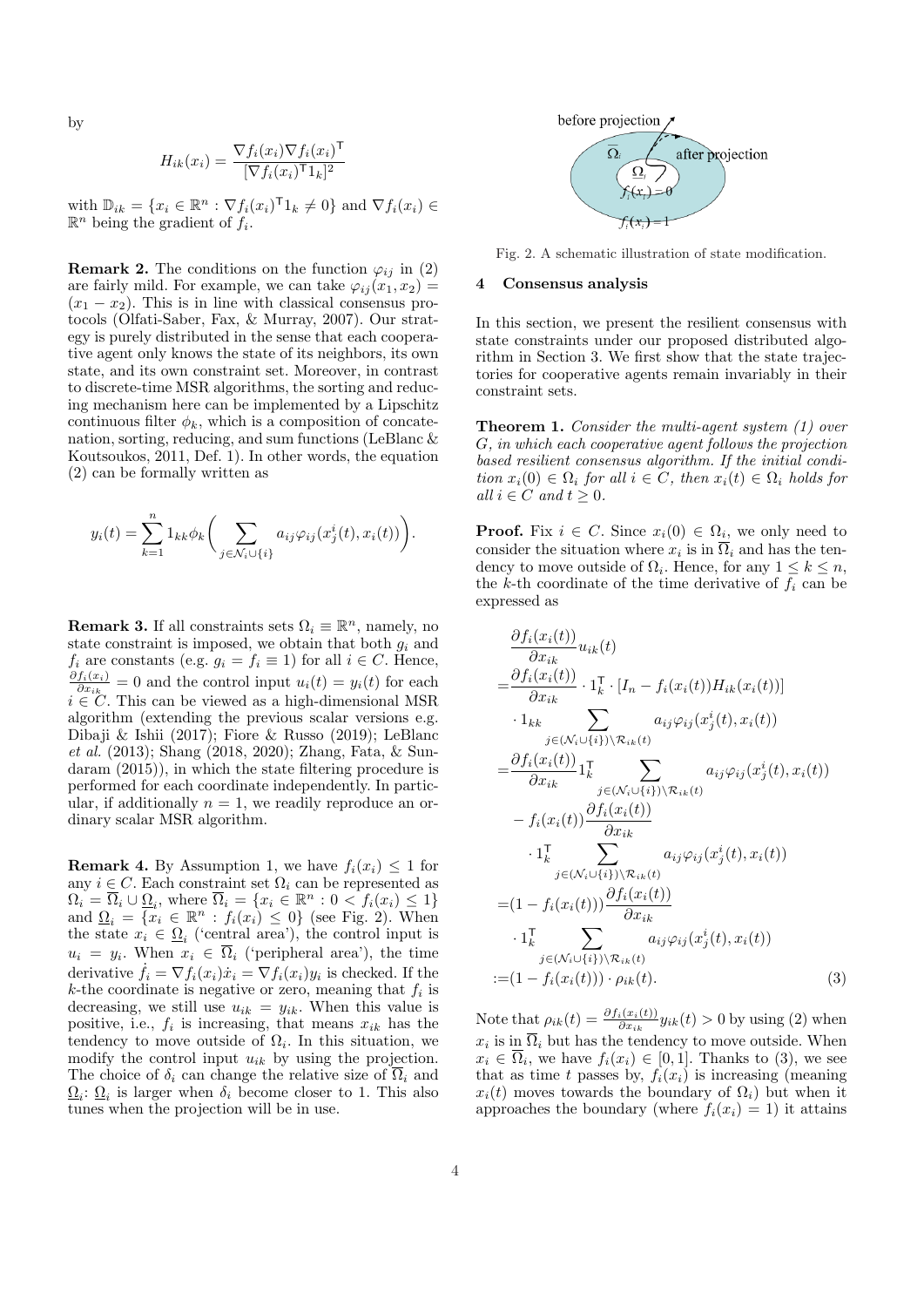by

$$H_{ik}(x_i) = \frac{\nabla f_i(x_i)\nabla f_i(x_i)^\mathsf{T}}{[\nabla f_i(x_i)^\mathsf{T} 1_k]^2}$$

with $\mathbb{D}_{ik} = \{x_i \in \mathbb{R}^n : \nabla f_i(x_i)^\mathsf{T} 1_k \neq 0\}$ and $\nabla f_i(x_i) \in \mathbb{R}^n$ being the gradient of $f_i$.

**Remark 2.** The conditions on the function $\varphi_{ij}$ in (2) are fairly mild. For example, we can take $\varphi_{ij}(x_1, x_2) = (x_1 - x_2)$. This is in line with classical consensus protocols (Olfati-Saber, Fax, & Murray, 2007). Our strategy is purely distributed in the sense that each cooperative agent only knows the state of its neighbors, its own state, and its own constraint set. Moreover, in contrast to discrete-time MSR algorithms, the sorting and reducing mechanism here can be implemented by a Lipschitz continuous filter $\phi_k$, which is a composition of concatenation, sorting, reducing, and sum functions (LeBlanc & Koutsoukos, 2011, Def. 1). In other words, the equation (2) can be formally written as

$$y_i(t) = \sum_{k=1}^{n} 1_{kk}\phi_k\bigg(\sum_{j\in\mathcal{N}_i\cup\{i\}} a_{ij}\varphi_{ij}(x_j^i(t), x_i(t))\bigg).$$

**Remark 3.** If all constraints sets $\Omega_i \equiv \mathbb{R}^n$, namely, no state constraint is imposed, we obtain that both $g_i$ and $f_i$ are constants (e.g. $g_i = f_i \equiv 1$) for all $i \in C$. Hence, $\frac{\partial f_i(x_i)}{\partial x_{ik}} = 0$ and the control input $u_i(t) = y_i(t)$ for each $i \in C$. This can be viewed as a high-dimensional MSR algorithm (extending the previous scalar versions e.g. Dibaji & Ishii (2017); Fiore & Russo (2019); LeBlanc *et al.* (2013); Shang (2018, 2020); Zhang, Fata, & Sundaram (2015)), in which the state filtering procedure is performed for each coordinate independently. In particular, if additionally $n = 1$, we readily reproduce an ordinary scalar MSR algorithm.

**Remark 4.** By Assumption 1, we have $f_i(x_i) \le 1$ for any $i \in C$. Each constraint set $\Omega_i$ can be represented as $\Omega_i = \overline{\Omega}_i \cup \underline{\Omega}_i$, where $\overline{\Omega}_i = \{x_i \in \mathbb{R}^n : 0 < f_i(x_i) \le 1\}$ and $\underline{\Omega}_i = \{x_i \in \mathbb{R}^n : f_i(x_i) \le 0\}$ (see Fig. 2). When the state $x_i \in \underline{\Omega}_i$ ('central area'), the control input is $u_i = y_i$. When $x_i \in \overline{\Omega}_i$ ('peripheral area'), the time derivative $\dot{f}_i = \nabla f_i(x_i)\dot{x}_i = \nabla f_i(x_i) y_i$ is checked. If the $k$-the coordinate is negative or zero, meaning that $f_i$ is decreasing, we still use $u_{ik} = y_{ik}$. When this value is positive, i.e., $f_i$ is increasing, that means $x_{ik}$ has the tendency to move outside of $\Omega_i$. In this situation, we modify the control input $u_{ik}$ by using the projection. The choice of $\delta_i$ can change the relative size of $\overline{\Omega}_i$ and $\underline{\Omega}_i$: $\underline{\Omega}_i$ is larger when $\delta_i$ become closer to 1. This also tunes when the projection will be in use.

Fig. 2. A schematic illustration of state modification.

## 4 Consensus analysis

In this section, we present the resilient consensus with state constraints under our proposed distributed algorithm in Section 3. We first show that the state trajectories for cooperative agents remain invariably in their constraint sets.

**Theorem 1.** *Consider the multi-agent system (1) over G, in which each cooperative agent follows the projection based resilient consensus algorithm. If the initial condition $x_i(0) \in \Omega_i$ for all $i \in C$, then $x_i(t) \in \Omega_i$ holds for all $i \in C$ and $t \ge 0$.*

**Proof.** Fix $i \in C$. Since $x_i(0) \in \Omega_i$, we only need to consider the situation where $x_i$ is in $\overline{\Omega}_i$ and has the tendency to move outside of $\Omega_i$. Hence, for any $1 \le k \le n$, the $k$-th coordinate of the time derivative of $f_i$ can be expressed as

$$\begin{aligned}
&\frac{\partial f_i(x_i(t))}{\partial x_{ik}} u_{ik}(t) \\
=&\frac{\partial f_i(x_i(t))}{\partial x_{ik}} \cdot 1_k^\mathsf{T} \cdot [I_n - f_i(x_i(t)) H_{ik}(x_i(t))] \\
&\cdot 1_{kk} \sum_{j\in(\mathcal{N}_i\cup\{i\})\setminus\mathcal{R}_{ik}(t)} a_{ij}\varphi_{ij}(x_j^i(t), x_i(t)) \\
=&\frac{\partial f_i(x_i(t))}{\partial x_{ik}} 1_k^\mathsf{T} \sum_{j\in(\mathcal{N}_i\cup\{i\})\setminus\mathcal{R}_{ik}(t)} a_{ij}\varphi_{ij}(x_j^i(t), x_i(t)) \\
&- f_i(x_i(t)) \frac{\partial f_i(x_i(t))}{\partial x_{ik}} \\
&\cdot 1_k^\mathsf{T} \sum_{j\in(\mathcal{N}_i\cup\{i\})\setminus\mathcal{R}_{ik}(t)} a_{ij}\varphi_{ij}(x_j^i(t), x_i(t)) \\
=&(1 - f_i(x_i(t))) \frac{\partial f_i(x_i(t))}{\partial x_{ik}} \\
&\cdot 1_k^\mathsf{T} \sum_{j\in(\mathcal{N}_i\cup\{i\})\setminus\mathcal{R}_{ik}(t)} a_{ij}\varphi_{ij}(x_j^i(t), x_i(t)) \\
:=&(1 - f_i(x_i(t))) \cdot \rho_{ik}(t).
\end{aligned} \tag{3}$$

Note that $\rho_{ik}(t) = \frac{\partial f_i(x_i(t))}{\partial x_{ik}} y_{ik}(t) > 0$ by using (2) when $x_i$ is in $\overline{\Omega}_i$ but has the tendency to move outside. When $x_i \in \overline{\Omega}_i$, we have $f_i(x_i) \in [0, 1]$. Thanks to (3), we see that as time $t$ passes by, $f_i(x_i)$ is increasing (meaning $x_i(t)$ moves towards the boundary of $\Omega_i$) but when it approaches the boundary (where $f_i(x_i) = 1$) it attains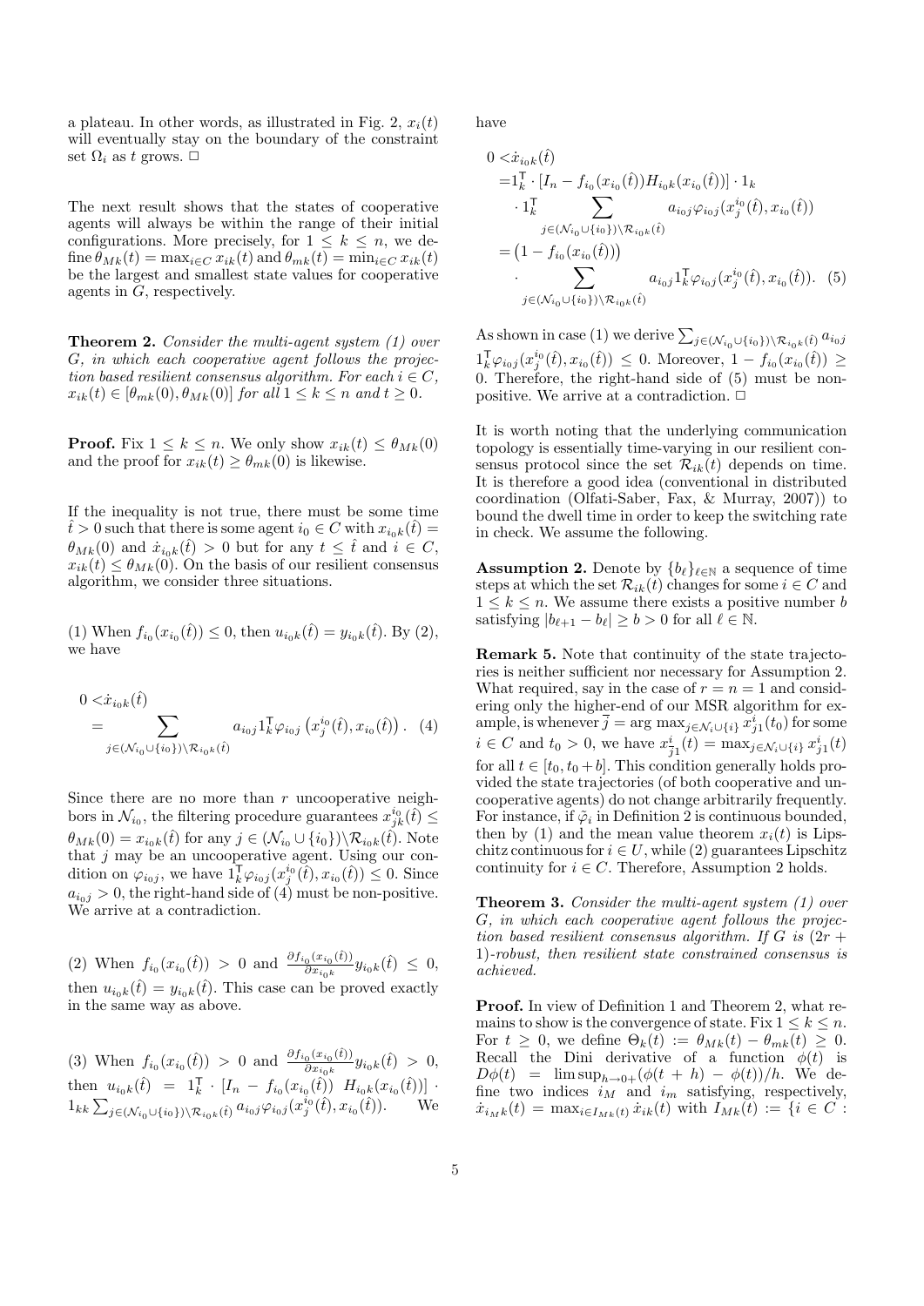a plateau. In other words, as illustrated in Fig. 2, $x_i(t)$ will eventually stay on the boundary of the constraint set $\Omega_i$ as $t$ grows. □

The next result shows that the states of cooperative agents will always be within the range of their initial configurations. More precisely, for $1 \le k \le n$, we define $\theta_{Mk}(t) = \max_{i\in C} x_{ik}(t)$ and $\theta_{mk}(t) = \min_{i\in C} x_{ik}(t)$ be the largest and smallest state values for cooperative agents in $G$, respectively.

**Theorem 2.** *Consider the multi-agent system (1) over $G$, in which each cooperative agent follows the projection based resilient consensus algorithm. For each $i \in C$, $x_{ik}(t) \in [\theta_{mk}(0), \theta_{Mk}(0)]$ for all $1 \le k \le n$ and $t \ge 0$.*

**Proof.** Fix $1 \le k \le n$. We only show $x_{ik}(t) \le \theta_{Mk}(0)$ and the proof for $x_{ik}(t) \ge \theta_{mk}(0)$ is likewise.

If the inequality is not true, there must be some time $\hat{t} > 0$ such that there is some agent $i_0 \in C$ with $x_{i_0k}(\hat{t}) = \theta_{Mk}(0)$ and $\dot{x}_{i_0k}(\hat{t}) > 0$ but for any $t \le \hat{t}$ and $i \in C$, $x_{ik}(t) \le \theta_{Mk}(0)$. On the basis of our resilient consensus algorithm, we consider three situations.

(1) When $f_{i_0}(x_{i_0}(\hat{t})) \le 0$, then $u_{i_0k}(\hat{t}) = y_{i_0k}(\hat{t})$. By (2), we have

$$0 < \dot{x}_{i_0k}(\hat{t}) = \sum_{j\in(\mathcal{N}_{i_0}\cup\{i_0\})\setminus\mathcal{R}_{i_0k}(\hat{t})} a_{i_0j} 1_k^{\mathsf{T}} \varphi_{i_0j}\left(x_j^{i_0}(\hat{t}), x_{i_0}(\hat{t})\right). \quad (4)$$

Since there are no more than $r$ uncooperative neighbors in $\mathcal{N}_{i_0}$, the filtering procedure guarantees $x_{jk}^{i_0}(\hat{t}) \le \theta_{Mk}(0) = x_{i_0k}(\hat{t})$ for any $j \in (\mathcal{N}_{i_0}\cup\{i_0\})\setminus\mathcal{R}_{i_0k}(\hat{t})$. Note that $j$ may be an uncooperative agent. Using our condition on $\varphi_{i_0j}$, we have $1_k^{\mathsf{T}}\varphi_{i_0j}(x_j^{i_0}(\hat{t}), x_{i_0}(\hat{t})) \le 0$. Since $a_{i_0j} > 0$, the right-hand side of (4) must be non-positive. We arrive at a contradiction.

(2) When $f_{i_0}(x_{i_0}(\hat{t})) > 0$ and $\frac{\partial f_{i_0}(x_{i_0}(\hat{t}))}{\partial x_{i_0k}} y_{i_0k}(\hat{t}) \le 0$, then $u_{i_0k}(\hat{t}) = y_{i_0k}(\hat{t})$. This case can be proved exactly in the same way as above.

(3) When $f_{i_0}(x_{i_0}(\hat{t})) > 0$ and $\frac{\partial f_{i_0}(x_{i_0}(\hat{t}))}{\partial x_{i_0k}} y_{i_0k}(\hat{t}) > 0$, then $u_{i_0k}(\hat{t}) = 1_k^{\mathsf{T}} \cdot [I_n - f_{i_0}(x_{i_0}(\hat{t}))\ H_{i_0k}(x_{i_0}(\hat{t}))] \cdot 1_{kk} \sum_{j\in(\mathcal{N}_{i_0}\cup\{i_0\})\setminus\mathcal{R}_{i_0k}(\hat{t})} a_{i_0j}\varphi_{i_0j}(x_j^{i_0}(\hat{t}), x_{i_0}(\hat{t}))$. We have

$$\begin{aligned}
0 <& \dot{x}_{i_0k}(\hat{t}) \\
=& 1_k^{\mathsf{T}} \cdot [I_n - f_{i_0}(x_{i_0}(\hat{t}))H_{i_0k}(x_{i_0}(\hat{t}))] \cdot 1_k \\
&\cdot 1_k^{\mathsf{T}} \sum_{j\in(\mathcal{N}_{i_0}\cup\{i_0\})\setminus\mathcal{R}_{i_0k}(\hat{t})} a_{i_0j}\varphi_{i_0j}(x_j^{i_0}(\hat{t}), x_{i_0}(\hat{t})) \\
=& \left(1 - f_{i_0}(x_{i_0}(\hat{t}))\right) \\
&\cdot \sum_{j\in(\mathcal{N}_{i_0}\cup\{i_0\})\setminus\mathcal{R}_{i_0k}(\hat{t})} a_{i_0j} 1_k^{\mathsf{T}}\varphi_{i_0j}(x_j^{i_0}(\hat{t}), x_{i_0}(\hat{t})). \quad (5)
\end{aligned}$$

As shown in case (1) we derive $\sum_{j\in(\mathcal{N}_{i_0}\cup\{i_0\})\setminus\mathcal{R}_{i_0k}(\hat{t})} a_{i_0j} 1_k^{\mathsf{T}}\varphi_{i_0j}(x_j^{i_0}(\hat{t}), x_{i_0}(\hat{t})) \le 0$. Moreover, $1 - f_{i_0}(x_{i_0}(\hat{t})) \ge 0$. Therefore, the right-hand side of (5) must be non-positive. We arrive at a contradiction. □

It is worth noting that the underlying communication topology is essentially time-varying in our resilient consensus protocol since the set $\mathcal{R}_{ik}(t)$ depends on time. It is therefore a good idea (conventional in distributed coordination (Olfati-Saber, Fax, & Murray, 2007)) to bound the dwell time in order to keep the switching rate in check. We assume the following.

**Assumption 2.** Denote by $\{b_\ell\}_{\ell\in\mathbb{N}}$ a sequence of time steps at which the set $\mathcal{R}_{ik}(t)$ changes for some $i \in C$ and $1 \le k \le n$. We assume there exists a positive number $b$ satisfying $|b_{\ell+1} - b_\ell| \ge b > 0$ for all $\ell \in \mathbb{N}$.

**Remark 5.** Note that continuity of the state trajectories is neither sufficient nor necessary for Assumption 2. What required, say in the case of $r = n = 1$ and considering only the higher-end of our MSR algorithm for example, is whenever $\overline{j} = \arg\max_{j\in\mathcal{N}_i\cup\{i\}} x_{j1}^i(t_0)$ for some $i \in C$ and $t_0 > 0$, we have $x_{\overline{j}1}^i(t) = \max_{j\in\mathcal{N}_i\cup\{i\}} x_{j1}^i(t)$ for all $t \in [t_0, t_0 + b]$. This condition generally holds provided the state trajectories (of both cooperative and uncooperative agents) do not change arbitrarily frequently. For instance, if $\tilde{\varphi}_i$ in Definition 2 is continuous bounded, then by (1) and the mean value theorem $x_i(t)$ is Lipschitz continuous for $i \in U$, while (2) guarantees Lipschitz continuity for $i \in C$. Therefore, Assumption 2 holds.

**Theorem 3.** *Consider the multi-agent system (1) over $G$, in which each cooperative agent follows the projection based resilient consensus algorithm. If $G$ is $(2r+1)$-robust, then resilient state constrained consensus is achieved.*

**Proof.** In view of Definition 1 and Theorem 2, what remains to show is the convergence of state. Fix $1 \le k \le n$. For $t \ge 0$, we define $\Theta_k(t) := \theta_{Mk}(t) - \theta_{mk}(t) \ge 0$. Recall the Dini derivative of a function $\phi(t)$ is $D\phi(t) = \limsup_{h\to 0+}(\phi(t+h) - \phi(t))/h$. We define two indices $i_M$ and $i_m$ satisfying, respectively, $\dot{x}_{i_Mk}(t) = \max_{i\in I_{Mk}(t)} \dot{x}_{ik}(t)$ with $I_{Mk}(t) := \{i \in C :$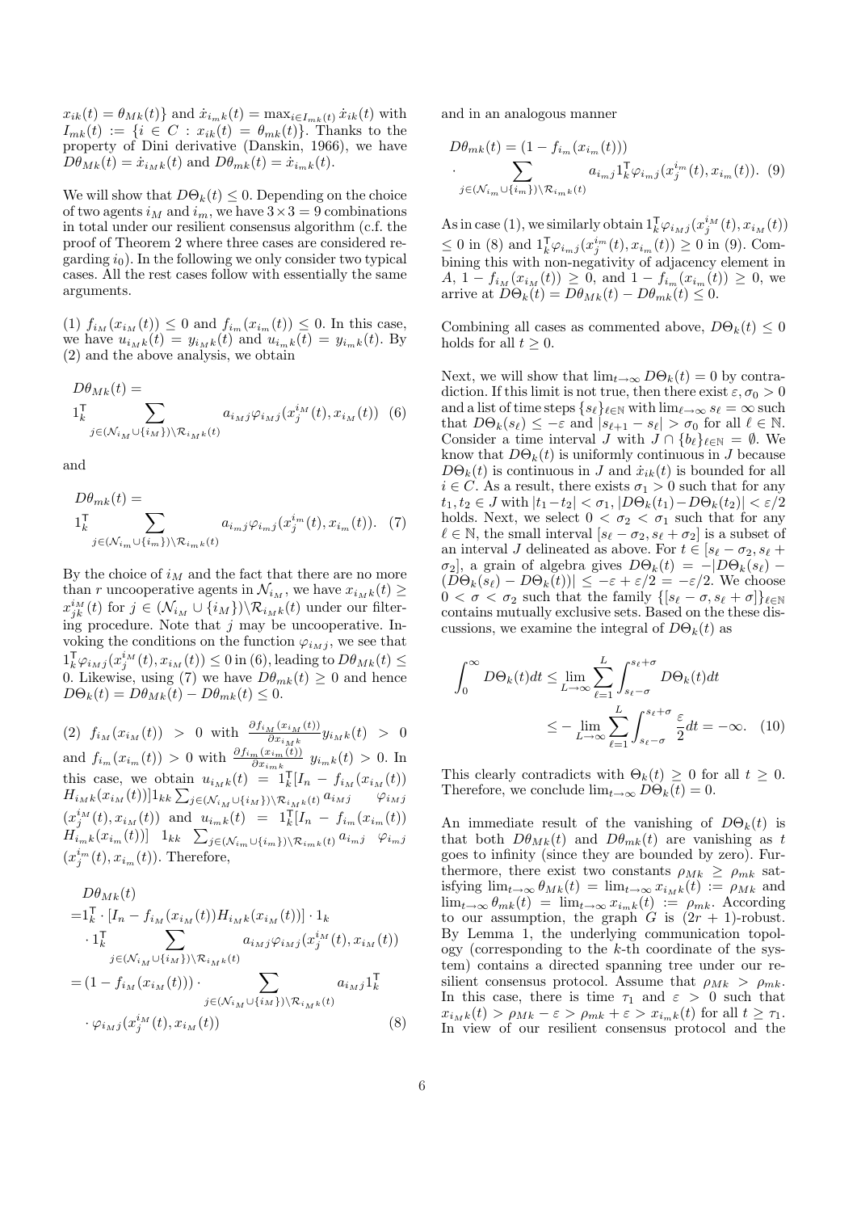$x_{ik}(t) = \theta_{Mk}(t)\}$ and $\dot{x}_{i_m k}(t) = \max_{i \in I_{mk}(t)} \dot{x}_{ik}(t)$ with $I_{mk}(t) := \{i \in C : x_{ik}(t) = \theta_{mk}(t)\}$. Thanks to the property of Dini derivative (Danskin, 1966), we have $D\theta_{Mk}(t) = \dot{x}_{i_M k}(t)$ and $D\theta_{mk}(t) = \dot{x}_{i_m k}(t)$.

We will show that $D\Theta_k(t) \le 0$. Depending on the choice of two agents $i_M$ and $i_m$, we have $3 \times 3 = 9$ combinations in total under our resilient consensus algorithm (c.f. the proof of Theorem 2 where three cases are considered regarding $i_0$). In the following we only consider two typical cases. All the rest cases follow with essentially the same arguments.

(1) $f_{i_M}(x_{i_M}(t)) \le 0$ and $f_{i_m}(x_{i_m}(t)) \le 0$. In this case, we have $u_{i_M k}(t) = y_{i_M k}(t)$ and $u_{i_m k}(t) = y_{i_m k}(t)$. By (2) and the above analysis, we obtain

$$D\theta_{Mk}(t) = \mathbf{1}_k^{\mathsf{T}} \sum_{j \in (\mathcal{N}_{i_M} \cup \{i_M\}) \setminus \mathcal{R}_{i_M k}(t)} a_{i_M j} \varphi_{i_M j}(x_j^{i_M}(t), x_{i_M}(t)) \quad (6)$$

and

$$D\theta_{mk}(t) = \mathbf{1}_k^{\mathsf{T}} \sum_{j \in (\mathcal{N}_{i_m} \cup \{i_m\}) \setminus \mathcal{R}_{i_m k}(t)} a_{i_m j} \varphi_{i_m j}(x_j^{i_m}(t), x_{i_m}(t)). \quad (7)$$

By the choice of $i_M$ and the fact that there are no more than $r$ uncooperative agents in $\mathcal{N}_{i_M}$, we have $x_{i_M k}(t) \ge x_{jk}^{i_M}(t)$ for $j \in (\mathcal{N}_{i_M} \cup \{i_M\}) \setminus \mathcal{R}_{i_M k}(t)$ under our filtering procedure. Note that $j$ may be uncooperative. Invoking the conditions on the function $\varphi_{i_M j}$, we see that $\mathbf{1}_k^{\mathsf{T}} \varphi_{i_M j}(x_j^{i_M}(t), x_{i_M}(t)) \le 0$ in (6), leading to $D\theta_{Mk}(t) \le 0$. Likewise, using (7) we have $D\theta_{mk}(t) \ge 0$ and hence $D\Theta_k(t) = D\theta_{Mk}(t) - D\theta_{mk}(t) \le 0$.

(2) $f_{i_M}(x_{i_M}(t)) > 0$ with $\frac{\partial f_{i_M}(x_{i_M}(t))}{\partial x_{i_M k}} y_{i_M k}(t) > 0$ and $f_{i_m}(x_{i_m}(t)) > 0$ with $\frac{\partial f_{i_m}(x_{i_m}(t))}{\partial x_{i_m k}} y_{i_m k}(t) > 0$. In this case, we obtain $u_{i_M k}(t) = \mathbf{1}_k^{\mathsf{T}}[I_n - f_{i_M}(x_{i_M}(t)) H_{i_M k}(x_{i_M}(t))]\mathbf{1}_{kk} \sum_{j \in (\mathcal{N}_{i_M} \cup \{i_M\}) \setminus \mathcal{R}_{i_M k}(t)} a_{i_M j} \varphi_{i_M j}(x_j^{i_M}(t), x_{i_M}(t))$ and $u_{i_m k}(t) = \mathbf{1}_k^{\mathsf{T}}[I_n - f_{i_m}(x_{i_m}(t)) H_{i_m k}(x_{i_m}(t))] \mathbf{1}_{kk} \sum_{j \in (\mathcal{N}_{i_m} \cup \{i_m\}) \setminus \mathcal{R}_{i_m k}(t)} a_{i_m j} \varphi_{i_m j}(x_j^{i_m}(t), x_{i_m}(t))$. Therefore,

$$\begin{aligned} &D\theta_{Mk}(t) \\ &= \mathbf{1}_k^{\mathsf{T}} \cdot [I_n - f_{i_M}(x_{i_M}(t)) H_{i_M k}(x_{i_M}(t))] \cdot \mathbf{1}_k \\ &\quad \cdot \mathbf{1}_k^{\mathsf{T}} \sum_{j \in (\mathcal{N}_{i_M} \cup \{i_M\}) \setminus \mathcal{R}_{i_M k}(t)} a_{i_M j} \varphi_{i_M j}(x_j^{i_M}(t), x_{i_M}(t)) \\ &= (1 - f_{i_M}(x_{i_M}(t))) \cdot \sum_{j \in (\mathcal{N}_{i_M} \cup \{i_M\}) \setminus \mathcal{R}_{i_M k}(t)} a_{i_M j} \mathbf{1}_k^{\mathsf{T}} \\ &\quad \cdot \varphi_{i_M j}(x_j^{i_M}(t), x_{i_M}(t)) \end{aligned} \quad (8)$$

and in an analogous manner

$$\begin{aligned} D\theta_{mk}(t) &= (1 - f_{i_m}(x_{i_m}(t))) \\ &\cdot \sum_{j \in (\mathcal{N}_{i_m} \cup \{i_m\}) \setminus \mathcal{R}_{i_m k}(t)} a_{i_m j} \mathbf{1}_k^{\mathsf{T}} \varphi_{i_m j}(x_j^{i_m}(t), x_{i_m}(t)). \end{aligned} \quad (9)$$

As in case (1), we similarly obtain $\mathbf{1}_k^{\mathsf{T}} \varphi_{i_M j}(x_j^{i_M}(t), x_{i_M}(t)) \le 0$ in (8) and $\mathbf{1}_k^{\mathsf{T}} \varphi_{i_m j}(x_j^{i_m}(t), x_{i_m}(t)) \ge 0$ in (9). Combining this with non-negativity of adjacency element in $A$, $1 - f_{i_M}(x_{i_M}(t)) \ge 0$, and $1 - f_{i_m}(x_{i_m}(t)) \ge 0$, we arrive at $D\Theta_k(t) = D\theta_{Mk}(t) - D\theta_{mk}(t) \le 0$.

Combining all cases as commented above, $D\Theta_k(t) \le 0$ holds for all $t \ge 0$.

Next, we will show that $\lim_{t \to \infty} D\Theta_k(t) = 0$ by contradiction. If this limit is not true, then there exist $\varepsilon, \sigma_0 > 0$ and a list of time steps $\{s_\ell\}_{\ell \in \mathbb{N}}$ with $\lim_{\ell \to \infty} s_\ell = \infty$ such that $D\Theta_k(s_\ell) \le -\varepsilon$ and $|s_{\ell+1} - s_\ell| > \sigma_0$ for all $\ell \in \mathbb{N}$. Consider a time interval $J$ with $J \cap \{b_\ell\}_{\ell \in \mathbb{N}} = \emptyset$. We know that $D\Theta_k(t)$ is uniformly continuous in $J$ because $D\Theta_k(t)$ is continuous in $J$ and $\dot{x}_{ik}(t)$ is bounded for all $i \in C$. As a result, there exists $\sigma_1 > 0$ such that for any $t_1, t_2 \in J$ with $|t_1 - t_2| < \sigma_1$, $|D\Theta_k(t_1) - D\Theta_k(t_2)| < \varepsilon/2$ holds. Next, we select $0 < \sigma_2 < \sigma_1$ such that for any $\ell \in \mathbb{N}$, the small interval $[s_\ell - \sigma_2, s_\ell + \sigma_2]$ is a subset of an interval $J$ delineated as above. For $t \in [s_\ell - \sigma_2, s_\ell + \sigma_2]$, a grain of algebra gives $D\Theta_k(t) = -|D\Theta_k(s_\ell) - (D\Theta_k(s_\ell) - D\Theta_k(t))| \le -\varepsilon + \varepsilon/2 = -\varepsilon/2$. We choose $0 < \sigma < \sigma_2$ such that the family $\{[s_\ell - \sigma, s_\ell + \sigma]\}_{\ell \in \mathbb{N}}$ contains mutually exclusive sets. Based on the these discussions, we examine the integral of $D\Theta_k(t)$ as

$$\begin{aligned} \int_0^\infty D\Theta_k(t) dt &\le \lim_{L \to \infty} \sum_{\ell=1}^{L} \int_{s_\ell - \sigma}^{s_\ell + \sigma} D\Theta_k(t) dt \\ &\le -\lim_{L \to \infty} \sum_{\ell=1}^{L} \int_{s_\ell - \sigma}^{s_\ell + \sigma} \frac{\varepsilon}{2} dt = -\infty. \end{aligned} \quad (10)$$

This clearly contradicts with $\Theta_k(t) \ge 0$ for all $t \ge 0$. Therefore, we conclude $\lim_{t \to \infty} D\Theta_k(t) = 0$.

An immediate result of the vanishing of $D\Theta_k(t)$ is that both $D\theta_{Mk}(t)$ and $D\theta_{mk}(t)$ are vanishing as $t$ goes to infinity (since they are bounded by zero). Furthermore, there exist two constants $\rho_{Mk} \ge \rho_{mk}$ satisfying $\lim_{t \to \infty} \theta_{Mk}(t) = \lim_{t \to \infty} x_{i_M k}(t) := \rho_{Mk}$ and $\lim_{t \to \infty} \theta_{mk}(t) = \lim_{t \to \infty} x_{i_m k}(t) := \rho_{mk}$. According to our assumption, the graph $G$ is $(2r+1)$-robust. By Lemma 1, the underlying communication topology (corresponding to the $k$-th coordinate of the system) contains a directed spanning tree under our resilient consensus protocol. Assume that $\rho_{Mk} > \rho_{mk}$. In this case, there is time $\tau_1$ and $\varepsilon > 0$ such that $x_{i_M k}(t) > \rho_{Mk} - \varepsilon > \rho_{mk} + \varepsilon > x_{i_m k}(t)$ for all $t \ge \tau_1$. In view of our resilient consensus protocol and the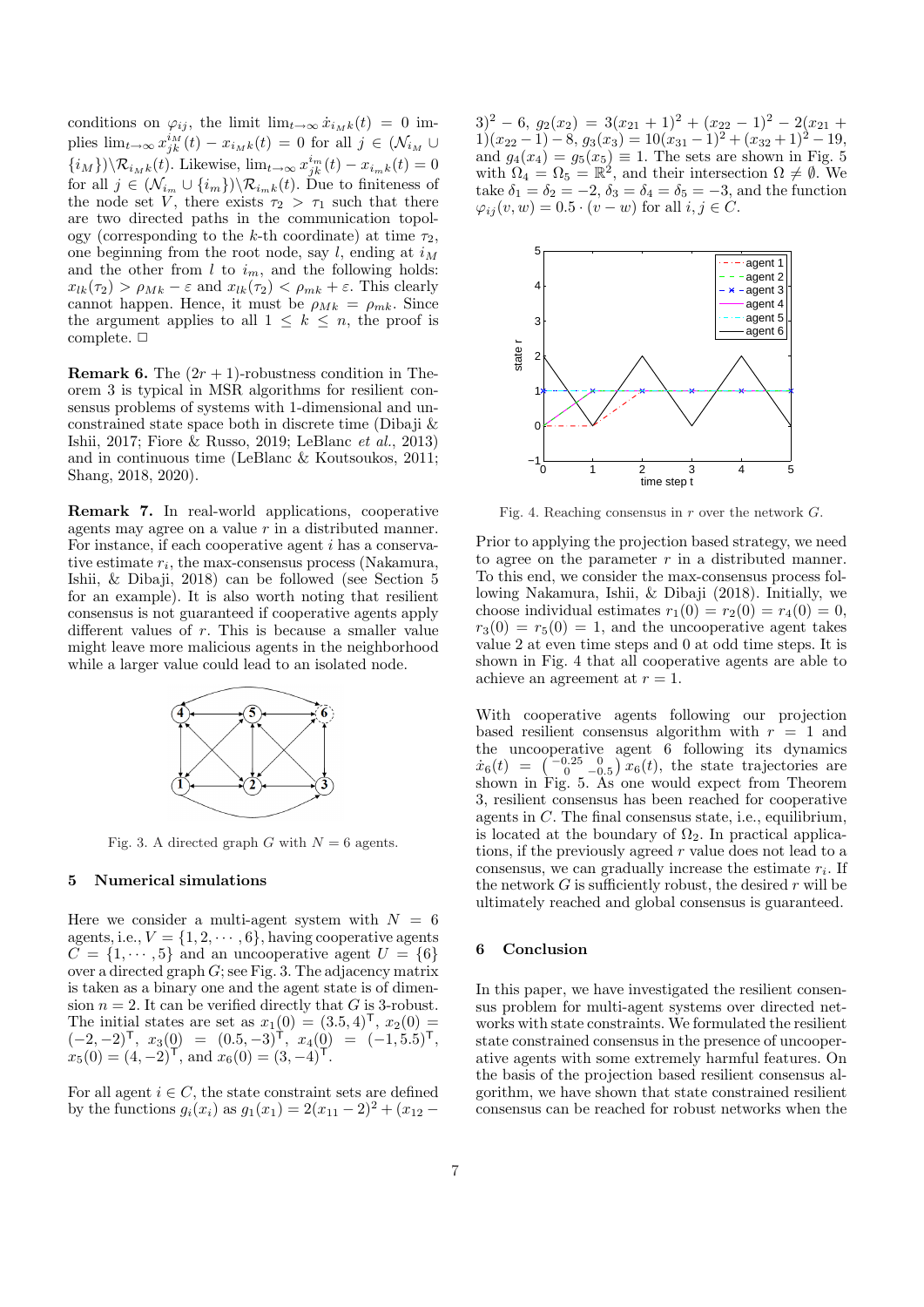conditions on $\varphi_{ij}$, the limit $\lim_{t\to\infty} \dot{x}_{i_M k}(t) = 0$ implies $\lim_{t\to\infty} x_{jk}^{i_M}(t) - x_{i_M k}(t) = 0$ for all $j \in (\mathcal{N}_{i_M} \cup \{i_M\})\backslash\mathcal{R}_{i_M k}(t)$. Likewise, $\lim_{t\to\infty} x_{jk}^{i_m}(t) - x_{i_m k}(t) = 0$ for all $j \in (\mathcal{N}_{i_m} \cup \{i_m\})\backslash\mathcal{R}_{i_m k}(t)$. Due to finiteness of the node set $V$, there exists $\tau_2 > \tau_1$ such that there are two directed paths in the communication topology (corresponding to the $k$-th coordinate) at time $\tau_2$, one beginning from the root node, say $l$, ending at $i_M$ and the other from $l$ to $i_m$, and the following holds: $x_{lk}(\tau_2) > \rho_{Mk} - \varepsilon$ and $x_{lk}(\tau_2) < \rho_{mk} + \varepsilon$. This clearly cannot happen. Hence, it must be $\rho_{Mk} = \rho_{mk}$. Since the argument applies to all $1 \le k \le n$, the proof is complete. □

**Remark 6.** The $(2r+1)$-robustness condition in Theorem 3 is typical in MSR algorithms for resilient consensus problems of systems with 1-dimensional and unconstrained state space both in discrete time (Dibaji & Ishii, 2017; Fiore & Russo, 2019; LeBlanc *et al.*, 2013) and in continuous time (LeBlanc & Koutsoukos, 2011; Shang, 2018, 2020).

**Remark 7.** In real-world applications, cooperative agents may agree on a value $r$ in a distributed manner. For instance, if each cooperative agent $i$ has a conservative estimate $r_i$, the max-consensus process (Nakamura, Ishii, & Dibaji, 2018) can be followed (see Section 5 for an example). It is also worth noting that resilient consensus is not guaranteed if cooperative agents apply different values of $r$. This is because a smaller value might leave more malicious agents in the neighborhood while a larger value could lead to an isolated node.

Fig. 3. A directed graph $G$ with $N = 6$ agents.

## 5 Numerical simulations

Here we consider a multi-agent system with $N = 6$ agents, i.e., $V = \{1, 2, \cdots, 6\}$, having cooperative agents $C = \{1, \cdots, 5\}$ and an uncooperative agent $U = \{6\}$ over a directed graph $G$; see Fig. 3. The adjacency matrix is taken as a binary one and the agent state is of dimension $n = 2$. It can be verified directly that $G$ is 3-robust. The initial states are set as $x_1(0) = (3.5, 4)^\mathsf{T}$, $x_2(0) = (-2, -2)^\mathsf{T}$, $x_3(0) = (0.5, -3)^\mathsf{T}$, $x_4(0) = (-1, 5.5)^\mathsf{T}$, $x_5(0) = (4, -2)^\mathsf{T}$, and $x_6(0) = (3, -4)^\mathsf{T}$.

For all agent $i \in C$, the state constraint sets are defined by the functions $g_i(x_i)$ as $g_1(x_1) = 2(x_{11} - 2)^2 + (x_{12} - 3)^2 - 6$, $g_2(x_2) = 3(x_{21} + 1)^2 + (x_{22} - 1)^2 - 2(x_{21} + 1)(x_{22} - 1) - 8$, $g_3(x_3) = 10(x_{31} - 1)^2 + (x_{32} + 1)^2 - 19$, and $g_4(x_4) = g_5(x_5) \equiv 1$. The sets are shown in Fig. 5 with $\Omega_4 = \Omega_5 = \mathbb{R}^2$, and their intersection $\Omega \neq \emptyset$. We take $\delta_1 = \delta_2 = -2$, $\delta_3 = \delta_4 = \delta_5 = -3$, and the function $\varphi_{ij}(v, w) = 0.5 \cdot (v - w)$ for all $i, j \in C$.

Fig. 4. Reaching consensus in $r$ over the network $G$.

Prior to applying the projection based strategy, we need to agree on the parameter $r$ in a distributed manner. To this end, we consider the max-consensus process following Nakamura, Ishii, & Dibaji (2018). Initially, we choose individual estimates $r_1(0) = r_2(0) = r_4(0) = 0$, $r_3(0) = r_5(0) = 1$, and the uncooperative agent takes value 2 at even time steps and 0 at odd time steps. It is shown in Fig. 4 that all cooperative agents are able to achieve an agreement at $r = 1$.

With cooperative agents following our projection based resilient consensus algorithm with $r = 1$ and the uncooperative agent 6 following its dynamics $\dot{x}_6(t) = \begin{pmatrix} -0.25 & 0 \\ 0 & -0.5 \end{pmatrix} x_6(t)$, the state trajectories are shown in Fig. 5. As one would expect from Theorem 3, resilient consensus has been reached for cooperative agents in $C$. The final consensus state, i.e., equilibrium, is located at the boundary of $\Omega_2$. In practical applications, if the previously agreed $r$ value does not lead to a consensus, we can gradually increase the estimate $r_i$. If the network $G$ is sufficiently robust, the desired $r$ will be ultimately reached and global consensus is guaranteed.

## 6 Conclusion

In this paper, we have investigated the resilient consensus problem for multi-agent systems over directed networks with state constraints. We formulated the resilient state constrained consensus in the presence of uncooperative agents with some extremely harmful features. On the basis of the projection based resilient consensus algorithm, we have shown that state constrained resilient consensus can be reached for robust networks when the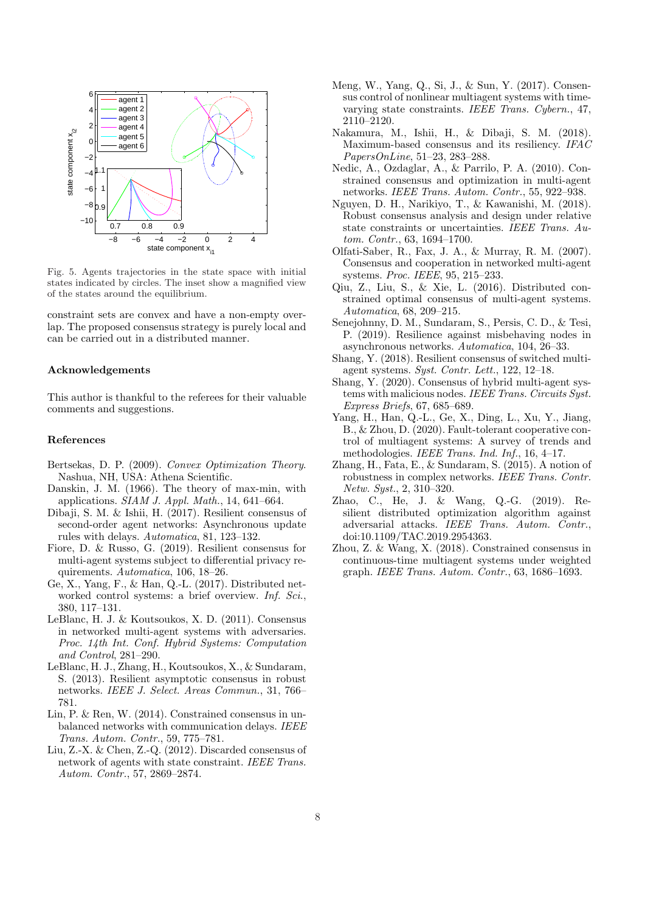agent 1
agent 2
agent 3
agent 4
agent 5
agent 6

state component $x_{i2}$

state component $x_{i1}$

6
4
2
0
−2
−4
−6
−8
−10

−8 −6 −4 −2 0 2 4

1.1
1
0.9

0.7 0.8 0.9

Fig. 5. Agents trajectories in the state space with initial states indicated by circles. The inset show a magnified view of the states around the equilibrium.

constraint sets are convex and have a non-empty overlap. The proposed consensus strategy is purely local and can be carried out in a distributed manner.

## Acknowledgements

This author is thankful to the referees for their valuable comments and suggestions.

## References

Bertsekas, D. P. (2009). *Convex Optimization Theory*. Nashua, NH, USA: Athena Scientific.

Danskin, J. M. (1966). The theory of max-min, with applications. *SIAM J. Appl. Math.*, 14, 641–664.

Dibaji, S. M. & Ishii, H. (2017). Resilient consensus of second-order agent networks: Asynchronous update rules with delays. *Automatica*, 81, 123–132.

Fiore, D. & Russo, G. (2019). Resilient consensus for multi-agent systems subject to differential privacy requirements. *Automatica*, 106, 18–26.

Ge, X., Yang, F., & Han, Q.-L. (2017). Distributed networked control systems: a brief overview. *Inf. Sci.*, 380, 117–131.

LeBlanc, H. J. & Koutsoukos, X. D. (2011). Consensus in networked multi-agent systems with adversaries. *Proc. 14th Int. Conf. Hybrid Systems: Computation and Control*, 281–290.

LeBlanc, H. J., Zhang, H., Koutsoukos, X., & Sundaram, S. (2013). Resilient asymptotic consensus in robust networks. *IEEE J. Select. Areas Commun.*, 31, 766–781.

Lin, P. & Ren, W. (2014). Constrained consensus in unbalanced networks with communication delays. *IEEE Trans. Autom. Contr.*, 59, 775–781.

Liu, Z.-X. & Chen, Z.-Q. (2012). Discarded consensus of network of agents with state constraint. *IEEE Trans. Autom. Contr.*, 57, 2869–2874.

Meng, W., Yang, Q., Si, J., & Sun, Y. (2017). Consensus control of nonlinear multiagent systems with time-varying state constraints. *IEEE Trans. Cybern.*, 47, 2110–2120.

Nakamura, M., Ishii, H., & Dibaji, S. M. (2018). Maximum-based consensus and its resiliency. *IFAC PapersOnLine*, 51–23, 283–288.

Nedic, A., Ozdaglar, A., & Parrilo, P. A. (2010). Constrained consensus and optimization in multi-agent networks. *IEEE Trans. Autom. Contr.*, 55, 922–938.

Nguyen, D. H., Narikiyo, T., & Kawanishi, M. (2018). Robust consensus analysis and design under relative state constraints or uncertainties. *IEEE Trans. Autom. Contr.*, 63, 1694–1700.

Olfati-Saber, R., Fax, J. A., & Murray, R. M. (2007). Consensus and cooperation in networked multi-agent systems. *Proc. IEEE*, 95, 215–233.

Qiu, Z., Liu, S., & Xie, L. (2016). Distributed constrained optimal consensus of multi-agent systems. *Automatica*, 68, 209–215.

Senejohnny, D. M., Sundaram, S., Persis, C. D., & Tesi, P. (2019). Resilience against misbehaving nodes in asynchronous networks. *Automatica*, 104, 26–33.

Shang, Y. (2018). Resilient consensus of switched multi-agent systems. *Syst. Contr. Lett.*, 122, 12–18.

Shang, Y. (2020). Consensus of hybrid multi-agent systems with malicious nodes. *IEEE Trans. Circuits Syst. Express Briefs*, 67, 685–689.

Yang, H., Han, Q.-L., Ge, X., Ding, L., Xu, Y., Jiang, B., & Zhou, D. (2020). Fault-tolerant cooperative control of multiagent systems: A survey of trends and methodologies. *IEEE Trans. Ind. Inf.*, 16, 4–17.

Zhang, H., Fata, E., & Sundaram, S. (2015). A notion of robustness in complex networks. *IEEE Trans. Contr. Netw. Syst.*, 2, 310–320.

Zhao, C., He, J. & Wang, Q.-G. (2019). Resilient distributed optimization algorithm against adversarial attacks. *IEEE Trans. Autom. Contr.*, doi:10.1109/TAC.2019.2954363.

Zhou, Z. & Wang, X. (2018). Constrained consensus in continuous-time multiagent systems under weighted graph. *IEEE Trans. Autom. Contr.*, 63, 1686–1693.